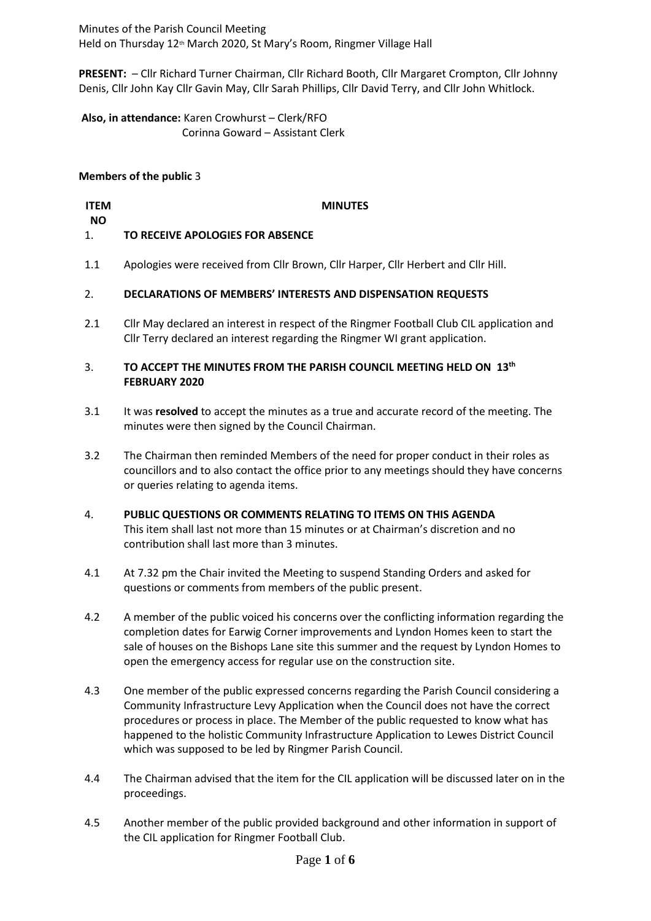Minutes of the Parish Council Meeting
Held on Thursday 12th March 2020, St Mary's Room, Ringmer Village Hall

**PRESENT:** – Cllr Richard Turner Chairman, Cllr Richard Booth, Cllr Margaret Crompton, Cllr Johnny Denis, Cllr John Kay Cllr Gavin May, Cllr Sarah Phillips, Cllr David Terry, and Cllr John Whitlock.

**Also, in attendance:** Karen Crowhurst – Clerk/RFO
Corinna Goward – Assistant Clerk

**Members of the public** 3

| ITEM NO | MINUTES |
|---|---|
| 1. | **TO RECEIVE APOLOGIES FOR ABSENCE** |
| 1.1 | Apologies were received from Cllr Brown, Cllr Harper, Cllr Herbert and Cllr Hill. |
| 2. | **DECLARATIONS OF MEMBERS' INTERESTS AND DISPENSATION REQUESTS** |
| 2.1 | Cllr May declared an interest in respect of the Ringmer Football Club CIL application and Cllr Terry declared an interest regarding the Ringmer WI grant application. |
| 3. | **TO ACCEPT THE MINUTES FROM THE PARISH COUNCIL MEETING HELD ON 13th FEBRUARY 2020** |
| 3.1 | It was **resolved** to accept the minutes as a true and accurate record of the meeting. The minutes were then signed by the Council Chairman. |
| 3.2 | The Chairman then reminded Members of the need for proper conduct in their roles as councillors and to also contact the office prior to any meetings should they have concerns or queries relating to agenda items. |
| 4. | **PUBLIC QUESTIONS OR COMMENTS RELATING TO ITEMS ON THIS AGENDA** This item shall last not more than 15 minutes or at Chairman's discretion and no contribution shall last more than 3 minutes. |
| 4.1 | At 7.32 pm the Chair invited the Meeting to suspend Standing Orders and asked for questions or comments from members of the public present. |
| 4.2 | A member of the public voiced his concerns over the conflicting information regarding the completion dates for Earwig Corner improvements and Lyndon Homes keen to start the sale of houses on the Bishops Lane site this summer and the request by Lyndon Homes to open the emergency access for regular use on the construction site. |
| 4.3 | One member of the public expressed concerns regarding the Parish Council considering a Community Infrastructure Levy Application when the Council does not have the correct procedures or process in place. The Member of the public requested to know what has happened to the holistic Community Infrastructure Application to Lewes District Council which was supposed to be led by Ringmer Parish Council. |
| 4.4 | The Chairman advised that the item for the CIL application will be discussed later on in the proceedings. |
| 4.5 | Another member of the public provided background and other information in support of the CIL application for Ringmer Football Club. |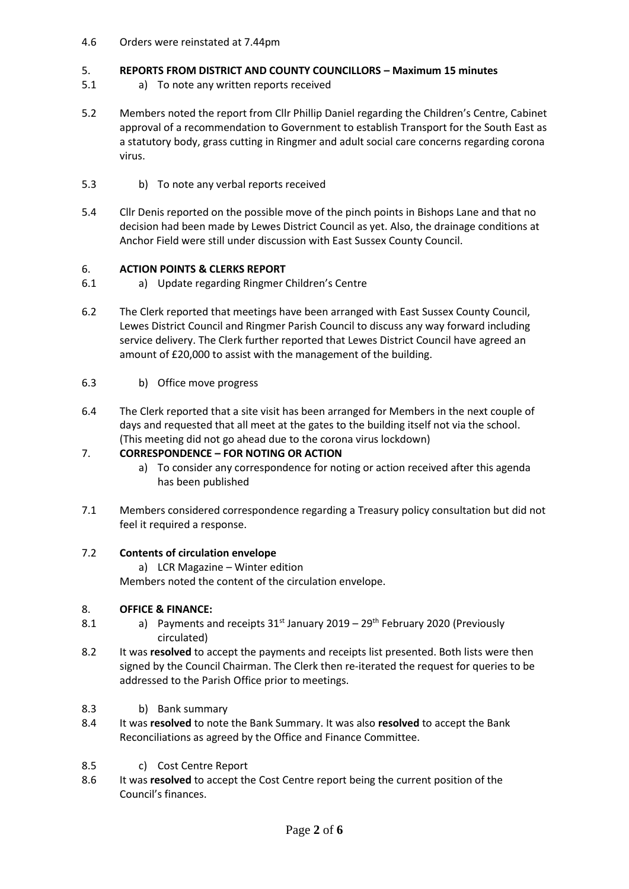4.6 Orders were reinstated at 7.44pm

5. **REPORTS FROM DISTRICT AND COUNTY COUNCILLORS – Maximum 15 minutes**

5.1 a) To note any written reports received

5.2 Members noted the report from Cllr Phillip Daniel regarding the Children's Centre, Cabinet approval of a recommendation to Government to establish Transport for the South East as a statutory body, grass cutting in Ringmer and adult social care concerns regarding corona virus.

5.3 b) To note any verbal reports received

5.4 Cllr Denis reported on the possible move of the pinch points in Bishops Lane and that no decision had been made by Lewes District Council as yet. Also, the drainage conditions at Anchor Field were still under discussion with East Sussex County Council.

6. **ACTION POINTS & CLERKS REPORT**

6.1 a) Update regarding Ringmer Children's Centre

6.2 The Clerk reported that meetings have been arranged with East Sussex County Council, Lewes District Council and Ringmer Parish Council to discuss any way forward including service delivery. The Clerk further reported that Lewes District Council have agreed an amount of £20,000 to assist with the management of the building.

6.3 b) Office move progress

6.4 The Clerk reported that a site visit has been arranged for Members in the next couple of days and requested that all meet at the gates to the building itself not via the school. (This meeting did not go ahead due to the corona virus lockdown)

7. **CORRESPONDENCE – FOR NOTING OR ACTION**

a) To consider any correspondence for noting or action received after this agenda has been published

7.1 Members considered correspondence regarding a Treasury policy consultation but did not feel it required a response.

7.2 **Contents of circulation envelope**

a) LCR Magazine – Winter edition

Members noted the content of the circulation envelope.

8. **OFFICE & FINANCE:**

8.1 a) Payments and receipts 31st January 2019 – 29th February 2020 (Previously circulated)

8.2 It was **resolved** to accept the payments and receipts list presented. Both lists were then signed by the Council Chairman. The Clerk then re-iterated the request for queries to be addressed to the Parish Office prior to meetings.

8.3 b) Bank summary

8.4 It was **resolved** to note the Bank Summary. It was also **resolved** to accept the Bank Reconciliations as agreed by the Office and Finance Committee.

8.5 c) Cost Centre Report

8.6 It was **resolved** to accept the Cost Centre report being the current position of the Council's finances.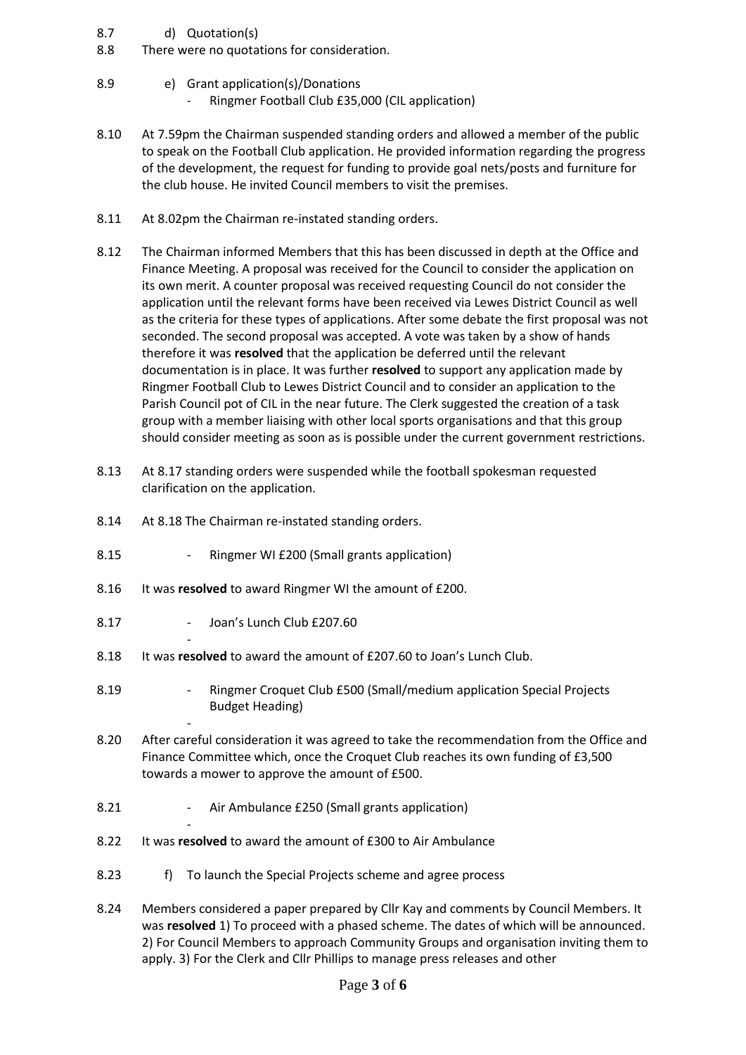8.7 d) Quotation(s)

8.8 There were no quotations for consideration.

8.9 e) Grant application(s)/Donations

- Ringmer Football Club £35,000 (CIL application)

8.10 At 7.59pm the Chairman suspended standing orders and allowed a member of the public to speak on the Football Club application. He provided information regarding the progress of the development, the request for funding to provide goal nets/posts and furniture for the club house. He invited Council members to visit the premises.

8.11 At 8.02pm the Chairman re-instated standing orders.

8.12 The Chairman informed Members that this has been discussed in depth at the Office and Finance Meeting. A proposal was received for the Council to consider the application on its own merit. A counter proposal was received requesting Council do not consider the application until the relevant forms have been received via Lewes District Council as well as the criteria for these types of applications. After some debate the first proposal was not seconded. The second proposal was accepted. A vote was taken by a show of hands therefore it was **resolved** that the application be deferred until the relevant documentation is in place. It was further **resolved** to support any application made by Ringmer Football Club to Lewes District Council and to consider an application to the Parish Council pot of CIL in the near future. The Clerk suggested the creation of a task group with a member liaising with other local sports organisations and that this group should consider meeting as soon as is possible under the current government restrictions.

8.13 At 8.17 standing orders were suspended while the football spokesman requested clarification on the application.

8.14 At 8.18 The Chairman re-instated standing orders.

8.15 - Ringmer WI £200 (Small grants application)

8.16 It was **resolved** to award Ringmer WI the amount of £200.

8.17 - Joan's Lunch Club £207.60

8.18 It was **resolved** to award the amount of £207.60 to Joan's Lunch Club.

8.19 - Ringmer Croquet Club £500 (Small/medium application Special Projects Budget Heading)

8.20 After careful consideration it was agreed to take the recommendation from the Office and Finance Committee which, once the Croquet Club reaches its own funding of £3,500 towards a mower to approve the amount of £500.

8.21 - Air Ambulance £250 (Small grants application)

8.22 It was **resolved** to award the amount of £300 to Air Ambulance

8.23 f) To launch the Special Projects scheme and agree process

8.24 Members considered a paper prepared by Cllr Kay and comments by Council Members. It was **resolved** 1) To proceed with a phased scheme. The dates of which will be announced. 2) For Council Members to approach Community Groups and organisation inviting them to apply. 3) For the Clerk and Cllr Phillips to manage press releases and other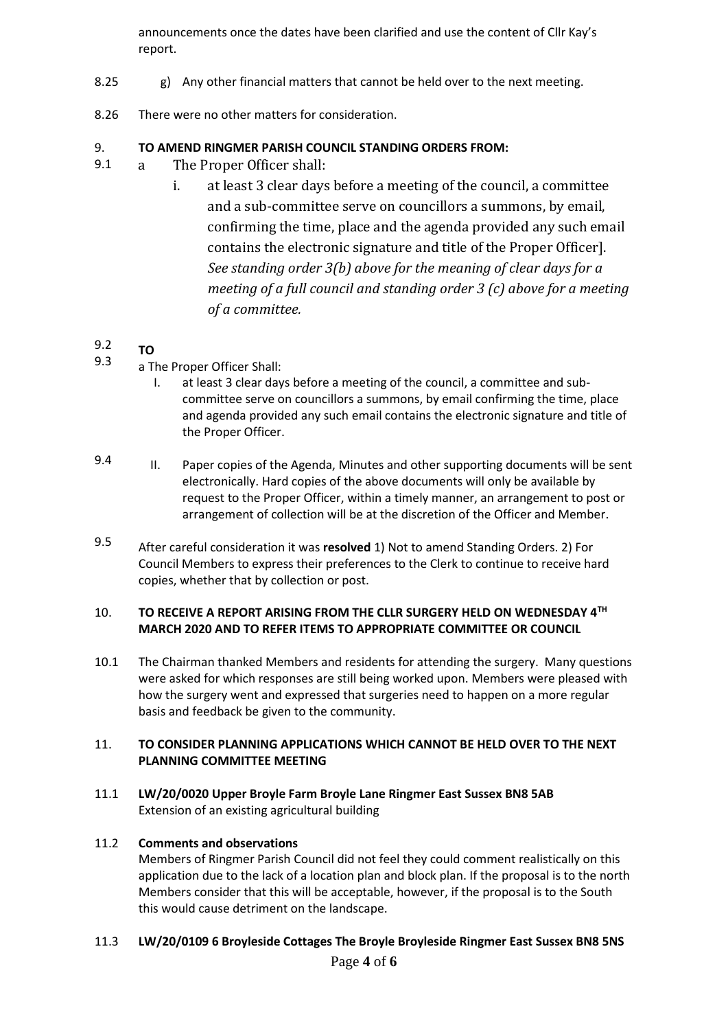announcements once the dates have been clarified and use the content of Cllr Kay's report.

8.25 g) Any other financial matters that cannot be held over to the next meeting.

8.26 There were no other matters for consideration.

**9. TO AMEND RINGMER PARISH COUNCIL STANDING ORDERS FROM:**

9.1 a The Proper Officer shall:

i. at least 3 clear days before a meeting of the council, a committee and a sub-committee serve on councillors a summons, by email, confirming the time, place and the agenda provided any such email contains the electronic signature and title of the Proper Officer]. *See standing order 3(b) above for the meaning of clear days for a meeting of a full council and standing order 3 (c) above for a meeting of a committee.*

9.2 **TO**

9.3 a The Proper Officer Shall:

I. at least 3 clear days before a meeting of the council, a committee and sub-committee serve on councillors a summons, by email confirming the time, place and agenda provided any such email contains the electronic signature and title of the Proper Officer.

9.4 II. Paper copies of the Agenda, Minutes and other supporting documents will be sent electronically. Hard copies of the above documents will only be available by request to the Proper Officer, within a timely manner, an arrangement to post or arrangement of collection will be at the discretion of the Officer and Member.

9.5 After careful consideration it was **resolved** 1) Not to amend Standing Orders. 2) For Council Members to express their preferences to the Clerk to continue to receive hard copies, whether that by collection or post.

**10. TO RECEIVE A REPORT ARISING FROM THE CLLR SURGERY HELD ON WEDNESDAY 4TH MARCH 2020 AND TO REFER ITEMS TO APPROPRIATE COMMITTEE OR COUNCIL**

10.1 The Chairman thanked Members and residents for attending the surgery. Many questions were asked for which responses are still being worked upon. Members were pleased with how the surgery went and expressed that surgeries need to happen on a more regular basis and feedback be given to the community.

**11. TO CONSIDER PLANNING APPLICATIONS WHICH CANNOT BE HELD OVER TO THE NEXT PLANNING COMMITTEE MEETING**

11.1 **LW/20/0020 Upper Broyle Farm Broyle Lane Ringmer East Sussex BN8 5AB**
Extension of an existing agricultural building

11.2 **Comments and observations**
Members of Ringmer Parish Council did not feel they could comment realistically on this application due to the lack of a location plan and block plan. If the proposal is to the north Members consider that this will be acceptable, however, if the proposal is to the South this would cause detriment on the landscape.

11.3 **LW/20/0109 6 Broyleside Cottages The Broyle Broyleside Ringmer East Sussex BN8 5NS**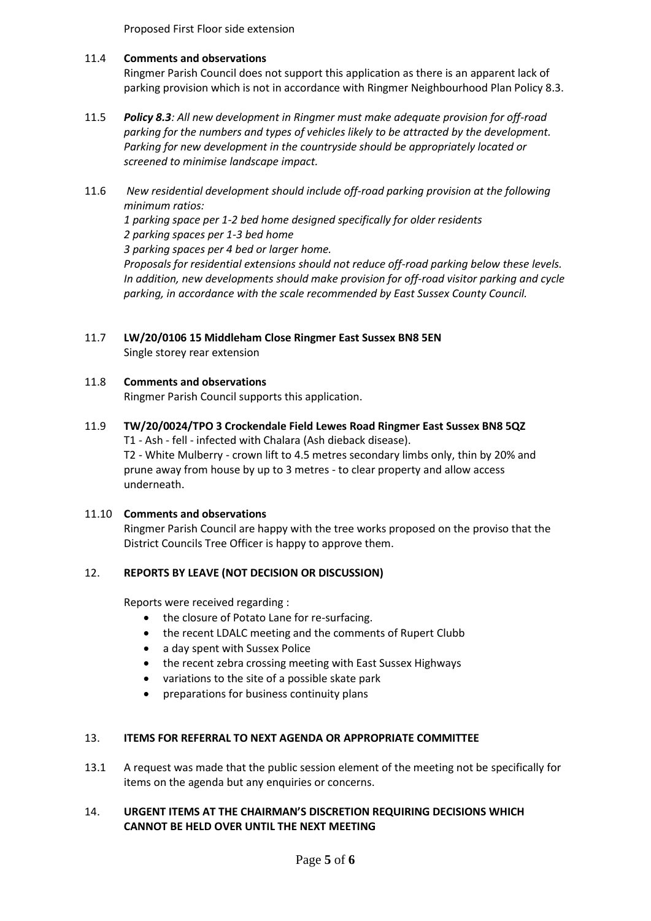Proposed First Floor side extension

11.4 **Comments and observations**

Ringmer Parish Council does not support this application as there is an apparent lack of parking provision which is not in accordance with Ringmer Neighbourhood Plan Policy 8.3.

11.5 ***Policy 8.3****: All new development in Ringmer must make adequate provision for off-road parking for the numbers and types of vehicles likely to be attracted by the development. Parking for new development in the countryside should be appropriately located or screened to minimise landscape impact.*

11.6 *New residential development should include off-road parking provision at the following minimum ratios:*

*1 parking space per 1-2 bed home designed specifically for older residents*

*2 parking spaces per 1-3 bed home*

*3 parking spaces per 4 bed or larger home.*

*Proposals for residential extensions should not reduce off-road parking below these levels. In addition, new developments should make provision for off-road visitor parking and cycle parking, in accordance with the scale recommended by East Sussex County Council.*

11.7 **LW/20/0106 15 Middleham Close Ringmer East Sussex BN8 5EN**

Single storey rear extension

11.8 **Comments and observations**

Ringmer Parish Council supports this application.

11.9 **TW/20/0024/TPO 3 Crockendale Field Lewes Road Ringmer East Sussex BN8 5QZ**

T1 - Ash - fell - infected with Chalara (Ash dieback disease).

T2 - White Mulberry - crown lift to 4.5 metres secondary limbs only, thin by 20% and prune away from house by up to 3 metres - to clear property and allow access underneath.

11.10 **Comments and observations**

Ringmer Parish Council are happy with the tree works proposed on the proviso that the District Councils Tree Officer is happy to approve them.

## 12. REPORTS BY LEAVE (NOT DECISION OR DISCUSSION)

Reports were received regarding :

- the closure of Potato Lane for re-surfacing.
- the recent LDALC meeting and the comments of Rupert Clubb
- a day spent with Sussex Police
- the recent zebra crossing meeting with East Sussex Highways
- variations to the site of a possible skate park
- preparations for business continuity plans

## 13. ITEMS FOR REFERRAL TO NEXT AGENDA OR APPROPRIATE COMMITTEE

13.1 A request was made that the public session element of the meeting not be specifically for items on the agenda but any enquiries or concerns.

## 14. URGENT ITEMS AT THE CHAIRMAN'S DISCRETION REQUIRING DECISIONS WHICH CANNOT BE HELD OVER UNTIL THE NEXT MEETING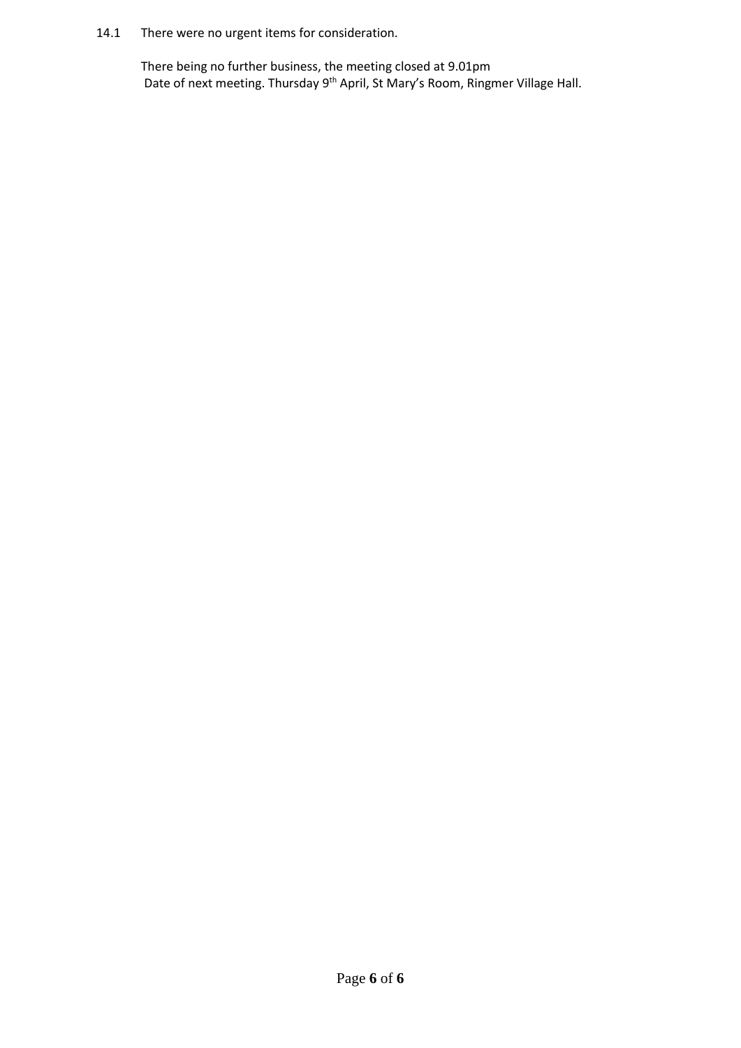14.1 There were no urgent items for consideration.

There being no further business, the meeting closed at 9.01pm
Date of next meeting. Thursday 9th April, St Mary's Room, Ringmer Village Hall.